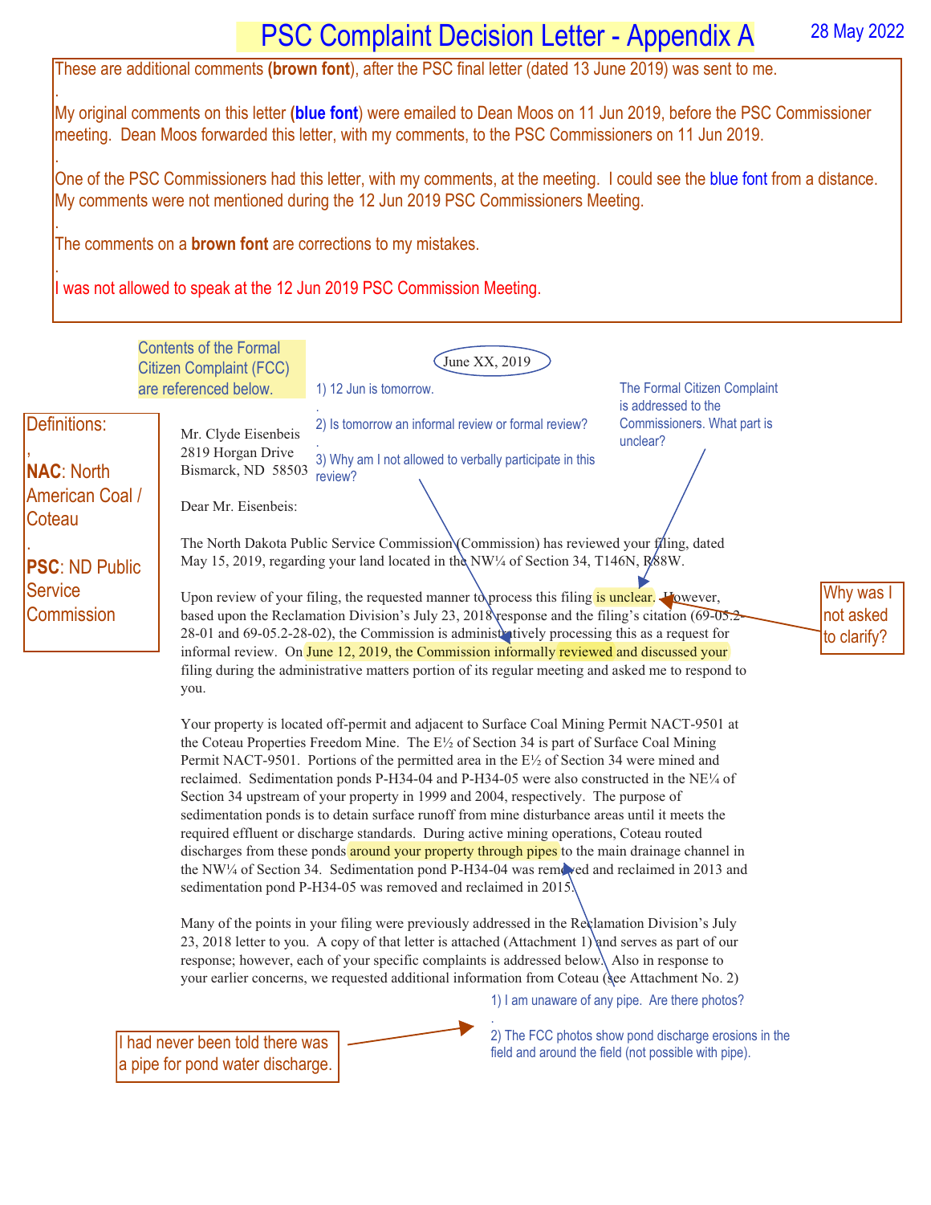# PSC Complaint Decision Letter - Appendix A

28 May 2022

These are additional comments **(brown font)**, after the PSC final letter (dated 13 June 2019) was sent to me.

My original comments on this letter (**blue font**) were emailed to Dean Moos on 11 Jun 2019, before the PSC Commissioner meeting. Dean Moos forwarded this letter, with my comments, to the PSC Commissioners on 11 Jun 2019.

One of the PSC Commissioners had this letter, with my comments, at the meeting. I could see the blue font from a distance. My comments were not mentioned during the 12 Jun 2019 PSC Commissioners Meeting.

The comments on a **brown font** are corrections to my mistakes.

I was not allowed to speak at the 12 Jun 2019 PSC Commission Meeting.

---

Contents of the Formal Citizen Complaint (FCC) are referenced below.

Definitions:

**NAC**: North American Coal / Coteau

**PSC**: ND Public Service Commission

June XX, 2019

1) 12 Jun is tomorrow.

2) Is tomorrow an informal review or formal review?

3) Why am I not allowed to verbally participate in this review?

The Formal Citizen Complaint is addressed to the Commissioners. What part is unclear?

Mr. Clyde Eisenbeis
2819 Horgan Drive
Bismarck, ND 58503

Dear Mr. Eisenbeis:

The North Dakota Public Service Commission (Commission) has reviewed your filing, dated May 15, 2019, regarding your land located in the NW¼ of Section 34, T146N, R88W.

Upon review of your filing, the requested manner to process this filing is unclear. However, based upon the Reclamation Division's July 23, 2018 response and the filing's citation (69-05.2-28-01 and 69-05.2-28-02), the Commission is administratively processing this as a request for informal review. On June 12, 2019, the Commission informally reviewed and discussed your filing during the administrative matters portion of its regular meeting and asked me to respond to you.

Why was I not asked to clarify?

Your property is located off-permit and adjacent to Surface Coal Mining Permit NACT-9501 at the Coteau Properties Freedom Mine. The E½ of Section 34 is part of Surface Coal Mining Permit NACT-9501. Portions of the permitted area in the E½ of Section 34 were mined and reclaimed. Sedimentation ponds P-H34-04 and P-H34-05 were also constructed in the NE¼ of Section 34 upstream of your property in 1999 and 2004, respectively. The purpose of sedimentation ponds is to detain surface runoff from mine disturbance areas until it meets the required effluent or discharge standards. During active mining operations, Coteau routed discharges from these ponds around your property through pipes to the main drainage channel in the NW¼ of Section 34. Sedimentation pond P-H34-04 was removed and reclaimed in 2013 and sedimentation pond P-H34-05 was removed and reclaimed in 2015.

Many of the points in your filing were previously addressed in the Reclamation Division's July 23, 2018 letter to you. A copy of that letter is attached (Attachment 1) and serves as part of our response; however, each of your specific complaints is addressed below. Also in response to your earlier concerns, we requested additional information from Coteau (see Attachment No. 2)

1) I am unaware of any pipe. Are there photos?

2) The FCC photos show pond discharge erosions in the field and around the field (not possible with pipe).

I had never been told there was a pipe for pond water discharge.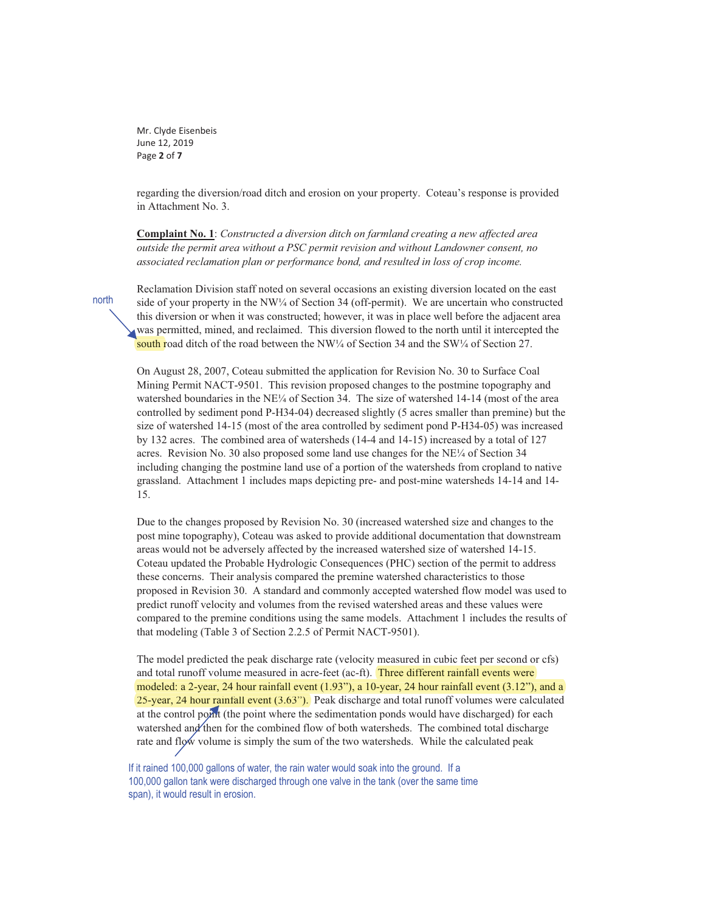Mr. Clyde Eisenbeis
June 12, 2019

regarding the diversion/road ditch and erosion on your property. Coteau's response is provided in Attachment No. 3.

**Complaint No. 1**: *Constructed a diversion ditch on farmland creating a new affected area outside the permit area without a PSC permit revision and without Landowner consent, no associated reclamation plan or performance bond, and resulted in loss of crop income.*

Reclamation Division staff noted on several occasions an existing diversion located on the east side of your property in the NW¼ of Section 34 (off-permit). We are uncertain who constructed this diversion or when it was constructed; however, it was in place well before the adjacent area was permitted, mined, and reclaimed. This diversion flowed to the north until it intercepted the south road ditch of the road between the NW¼ of Section 34 and the SW¼ of Section 27.

north

On August 28, 2007, Coteau submitted the application for Revision No. 30 to Surface Coal Mining Permit NACT-9501. This revision proposed changes to the postmine topography and watershed boundaries in the NE¼ of Section 34. The size of watershed 14-14 (most of the area controlled by sediment pond P-H34-04) decreased slightly (5 acres smaller than premine) but the size of watershed 14-15 (most of the area controlled by sediment pond P-H34-05) was increased by 132 acres. The combined area of watersheds (14-4 and 14-15) increased by a total of 127 acres. Revision No. 30 also proposed some land use changes for the NE¼ of Section 34 including changing the postmine land use of a portion of the watersheds from cropland to native grassland. Attachment 1 includes maps depicting pre- and post-mine watersheds 14-14 and 14-15.

Due to the changes proposed by Revision No. 30 (increased watershed size and changes to the post mine topography), Coteau was asked to provide additional documentation that downstream areas would not be adversely affected by the increased watershed size of watershed 14-15. Coteau updated the Probable Hydrologic Consequences (PHC) section of the permit to address these concerns. Their analysis compared the premine watershed characteristics to those proposed in Revision 30. A standard and commonly accepted watershed flow model was used to predict runoff velocity and volumes from the revised watershed areas and these values were compared to the premine conditions using the same models. Attachment 1 includes the results of that modeling (Table 3 of Section 2.2.5 of Permit NACT-9501).

The model predicted the peak discharge rate (velocity measured in cubic feet per second or cfs) and total runoff volume measured in acre-feet (ac-ft). Three different rainfall events were modeled: a 2-year, 24 hour rainfall event (1.93"), a 10-year, 24 hour rainfall event (3.12"), and a 25-year, 24 hour rainfall event (3.63"). Peak discharge and total runoff volumes were calculated at the control point (the point where the sedimentation ponds would have discharged) for each watershed and then for the combined flow of both watersheds. The combined total discharge rate and flow volume is simply the sum of the two watersheds. While the calculated peak

If it rained 100,000 gallons of water, the rain water would soak into the ground. If a 100,000 gallon tank were discharged through one valve in the tank (over the same time span), it would result in erosion.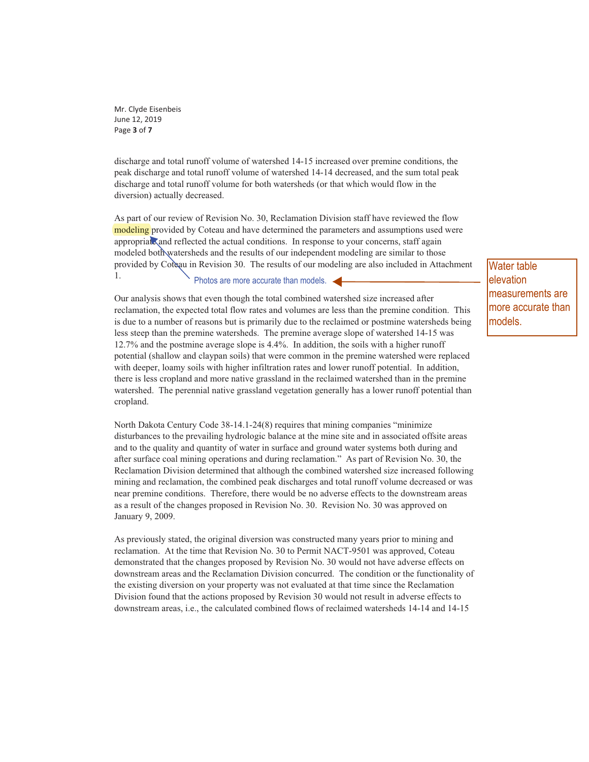discharge and total runoff volume of watershed 14-15 increased over premine conditions, the peak discharge and total runoff volume of watershed 14-14 decreased, and the sum total peak discharge and total runoff volume for both watersheds (or that which would flow in the diversion) actually decreased.

As part of our review of Revision No. 30, Reclamation Division staff have reviewed the flow modeling provided by Coteau and have determined the parameters and assumptions used were appropriate and reflected the actual conditions. In response to your concerns, staff again modeled both watersheds and the results of our independent modeling are similar to those provided by Coteau in Revision 30. The results of our modeling are also included in Attachment 1.

Photos are more accurate than models.

Water table elevation measurements are more accurate than models.

Our analysis shows that even though the total combined watershed size increased after reclamation, the expected total flow rates and volumes are less than the premine condition. This is due to a number of reasons but is primarily due to the reclaimed or postmine watersheds being less steep than the premine watersheds. The premine average slope of watershed 14-15 was 12.7% and the postmine average slope is 4.4%. In addition, the soils with a higher runoff potential (shallow and claypan soils) that were common in the premine watershed were replaced with deeper, loamy soils with higher infiltration rates and lower runoff potential. In addition, there is less cropland and more native grassland in the reclaimed watershed than in the premine watershed. The perennial native grassland vegetation generally has a lower runoff potential than cropland.

North Dakota Century Code 38-14.1-24(8) requires that mining companies "minimize disturbances to the prevailing hydrologic balance at the mine site and in associated offsite areas and to the quality and quantity of water in surface and ground water systems both during and after surface coal mining operations and during reclamation." As part of Revision No. 30, the Reclamation Division determined that although the combined watershed size increased following mining and reclamation, the combined peak discharges and total runoff volume decreased or was near premine conditions. Therefore, there would be no adverse effects to the downstream areas as a result of the changes proposed in Revision No. 30. Revision No. 30 was approved on January 9, 2009.

As previously stated, the original diversion was constructed many years prior to mining and reclamation. At the time that Revision No. 30 to Permit NACT-9501 was approved, Coteau demonstrated that the changes proposed by Revision No. 30 would not have adverse effects on downstream areas and the Reclamation Division concurred. The condition or the functionality of the existing diversion on your property was not evaluated at that time since the Reclamation Division found that the actions proposed by Revision 30 would not result in adverse effects to downstream areas, i.e., the calculated combined flows of reclaimed watersheds 14-14 and 14-15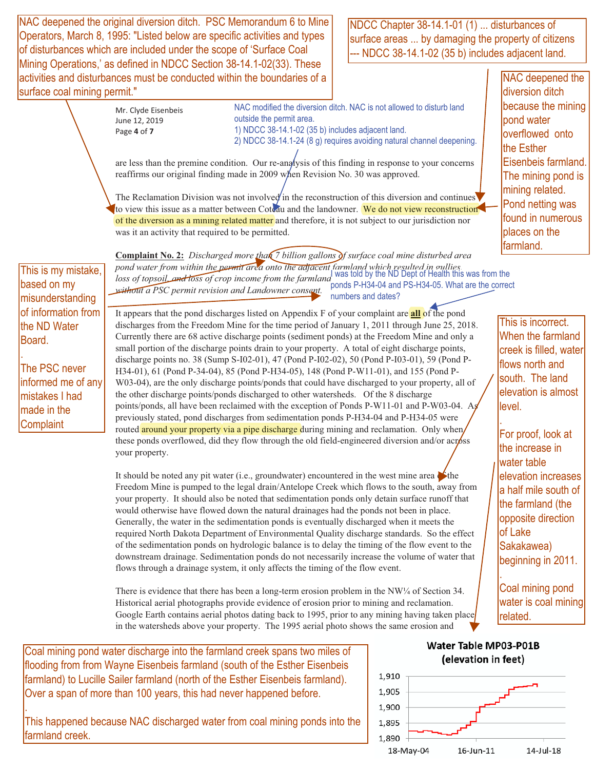NAC deepened the original diversion ditch. PSC Memorandum 6 to Mine Operators, March 8, 1995: "Listed below are specific activities and types of disturbances which are included under the scope of 'Surface Coal Mining Operations,' as defined in NDCC Section 38-14.1-02(33). These activities and disturbances must be conducted within the boundaries of a surface coal mining permit."

NDCC Chapter 38-14.1-01 (1) ... disturbances of surface areas ... by damaging the property of citizens --- NDCC 38-14.1-02 (35 b) includes adjacent land.

Mr. Clyde Eisenbeis
June 12, 2019

NAC modified the diversion ditch. NAC is not allowed to disturb land outside the permit area.
1) NDCC 38-14.1-02 (35 b) includes adjacent land.
2) NDCC 38-14.1-24 (8 g) requires avoiding natural channel deepening.

NAC deepened the diversion ditch because the mining pond water overflowed onto the Esther Eisenbeis farmland. The mining pond is mining related. Pond netting was found in numerous places on the farmland.

are less than the premine condition. Our re-analysis of this finding in response to your concerns reaffirms our original finding made in 2009 when Revision No. 30 was approved.

The Reclamation Division was not involved in the reconstruction of this diversion and continues to view this issue as a matter between Coteau and the landowner. We do not view reconstruction of the diversion as a mining related matter and therefore, it is not subject to our jurisdiction nor was it an activity that required to be permitted.

**Complaint No. 2:** *Discharged more than 7 billion gallons of surface coal mine disturbed area pond water from within the permit area onto the adjacent farmland which resulted in gullies, loss of topsoil, and loss of crop income from the farmland without a PSC permit revision and Landowner consent.*

This is my mistake, based on my misunderstanding of information from the ND Water Board.

The PSC never informed me of any mistakes I had made in the Complaint

I was told by the ND Dept of Health this was from the ponds P-H34-04 and PS-H34-05. What are the correct numbers and dates?

It appears that the pond discharges listed on Appendix F of your complaint are **all** of the pond discharges from the Freedom Mine for the time period of January 1, 2011 through June 25, 2018. Currently there are 68 active discharge points (sediment ponds) at the Freedom Mine and only a small portion of the discharge points drain to your property. A total of eight discharge points, discharge points no. 38 (Sump S-I02-01), 47 (Pond P-I02-02), 50 (Pond P-I03-01), 59 (Pond P-H34-01), 61 (Pond P-34-04), 85 (Pond P-H34-05), 148 (Pond P-W11-01), and 155 (Pond P-W03-04), are the only discharge points/ponds that could have discharged to your property, all of the other discharge points/ponds discharged to other watersheds. Of the 8 discharge points/ponds, all have been reclaimed with the exception of Ponds P-W11-01 and P-W03-04. As previously stated, pond discharges from sedimentation ponds P-H34-04 and P-H34-05 were routed around your property via a pipe discharge during mining and reclamation. Only when these ponds overflowed, did they flow through the old field-engineered diversion and/or across your property.

This is incorrect. When the farmland creek is filled, water flows north and south. The land elevation is almost level.

For proof, look at the increase in water table elevation increases a half mile south of the farmland (the opposite direction of Lake Sakakawea) beginning in 2011.

Coal mining pond water is coal mining related.

It should be noted any pit water (i.e., groundwater) encountered in the west mine area of the Freedom Mine is pumped to the legal drain/Antelope Creek which flows to the south, away from your property. It should also be noted that sedimentation ponds only detain surface runoff that would otherwise have flowed down the natural drainages had the ponds not been in place. Generally, the water in the sedimentation ponds is eventually discharged when it meets the required North Dakota Department of Environmental Quality discharge standards. So the effect of the sedimentation ponds on hydrologic balance is to delay the timing of the flow event to the downstream drainage. Sedimentation ponds do not necessarily increase the volume of water that flows through a drainage system, it only affects the timing of the flow event.

There is evidence that there has been a long-term erosion problem in the NW¼ of Section 34. Historical aerial photographs provide evidence of erosion prior to mining and reclamation. Google Earth contains aerial photos dating back to 1995, prior to any mining having taken place in the watersheds above your property. The 1995 aerial photo shows the same erosion and

Coal mining pond water discharge into the farmland creek spans two miles of flooding from from Wayne Eisenbeis farmland (south of the Esther Eisenbeis farmland) to Lucille Sailer farmland (north of the Esther Eisenbeis farmland). Over a span of more than 100 years, this had never happened before.

This happened because NAC discharged water from coal mining ponds into the farmland creek.

**Water Table MP03-P01B (elevation in feet)**

(Chart: y-axis 1,890 – 1,910; x-axis 18-May-04, 16-Jun-11, 14-Jul-18)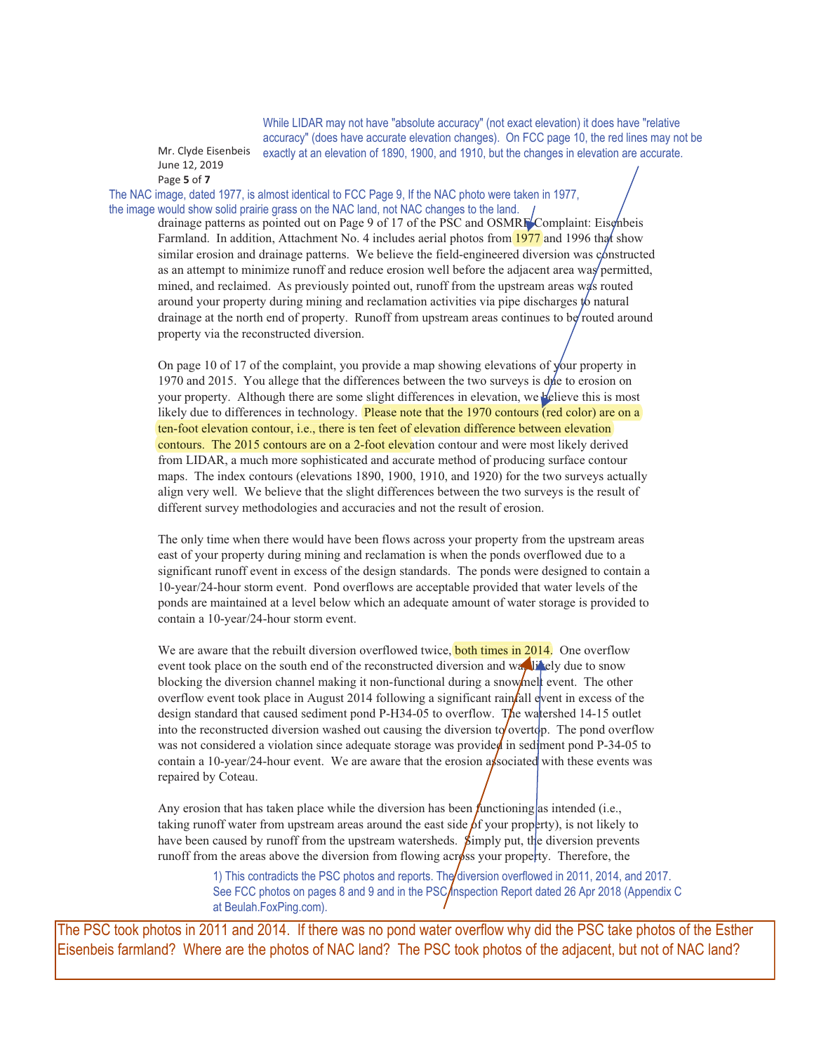While LIDAR may not have "absolute accuracy" (not exact elevation) it does have "relative accuracy" (does have accurate elevation changes). On FCC page 10, the red lines may not be exactly at an elevation of 1890, 1900, and 1910, but the changes in elevation are accurate.

Mr. Clyde Eisenbeis
June 12, 2019

The NAC image, dated 1977, is almost identical to FCC Page 9, If the NAC photo were taken in 1977, the image would show solid prairie grass on the NAC land, not NAC changes to the land.

drainage patterns as pointed out on Page 9 of 17 of the PSC and OSMRE Complaint: Eisenbeis Farmland. In addition, Attachment No. 4 includes aerial photos from 1977 and 1996 that show similar erosion and drainage patterns. We believe the field-engineered diversion was constructed as an attempt to minimize runoff and reduce erosion well before the adjacent area was permitted, mined, and reclaimed. As previously pointed out, runoff from the upstream areas was routed around your property during mining and reclamation activities via pipe discharges to natural drainage at the north end of property. Runoff from upstream areas continues to be routed around property via the reconstructed diversion.

On page 10 of 17 of the complaint, you provide a map showing elevations of your property in 1970 and 2015. You allege that the differences between the two surveys is due to erosion on your property. Although there are some slight differences in elevation, we believe this is most likely due to differences in technology. Please note that the 1970 contours (red color) are on a ten-foot elevation contour, i.e., there is ten feet of elevation difference between elevation contours. The 2015 contours are on a 2-foot elevation contour and were most likely derived from LIDAR, a much more sophisticated and accurate method of producing surface contour maps. The index contours (elevations 1890, 1900, 1910, and 1920) for the two surveys actually align very well. We believe that the slight differences between the two surveys is the result of different survey methodologies and accuracies and not the result of erosion.

The only time when there would have been flows across your property from the upstream areas east of your property during mining and reclamation is when the ponds overflowed due to a significant runoff event in excess of the design standards. The ponds were designed to contain a 10-year/24-hour storm event. Pond overflows are acceptable provided that water levels of the ponds are maintained at a level below which an adequate amount of water storage is provided to contain a 10-year/24-hour storm event.

We are aware that the rebuilt diversion overflowed twice, both times in 2014. One overflow event took place on the south end of the reconstructed diversion and was likely due to snow blocking the diversion channel making it non-functional during a snowmelt event. The other overflow event took place in August 2014 following a significant rainfall event in excess of the design standard that caused sediment pond P-H34-05 to overflow. The watershed 14-15 outlet into the reconstructed diversion washed out causing the diversion to overtop. The pond overflow was not considered a violation since adequate storage was provided in sediment pond P-34-05 to contain a 10-year/24-hour event. We are aware that the erosion associated with these events was repaired by Coteau.

Any erosion that has taken place while the diversion has been functioning as intended (i.e., taking runoff water from upstream areas around the east side of your property), is not likely to have been caused by runoff from the upstream watersheds. Simply put, the diversion prevents runoff from the areas above the diversion from flowing across your property. Therefore, the

1) This contradicts the PSC photos and reports. The diversion overflowed in 2011, 2014, and 2017. See FCC photos on pages 8 and 9 and in the PSC Inspection Report dated 26 Apr 2018 (Appendix C at Beulah.FoxPing.com).

The PSC took photos in 2011 and 2014. If there was no pond water overflow why did the PSC take photos of the Esther Eisenbeis farmland? Where are the photos of NAC land? The PSC took photos of the adjacent, but not of NAC land?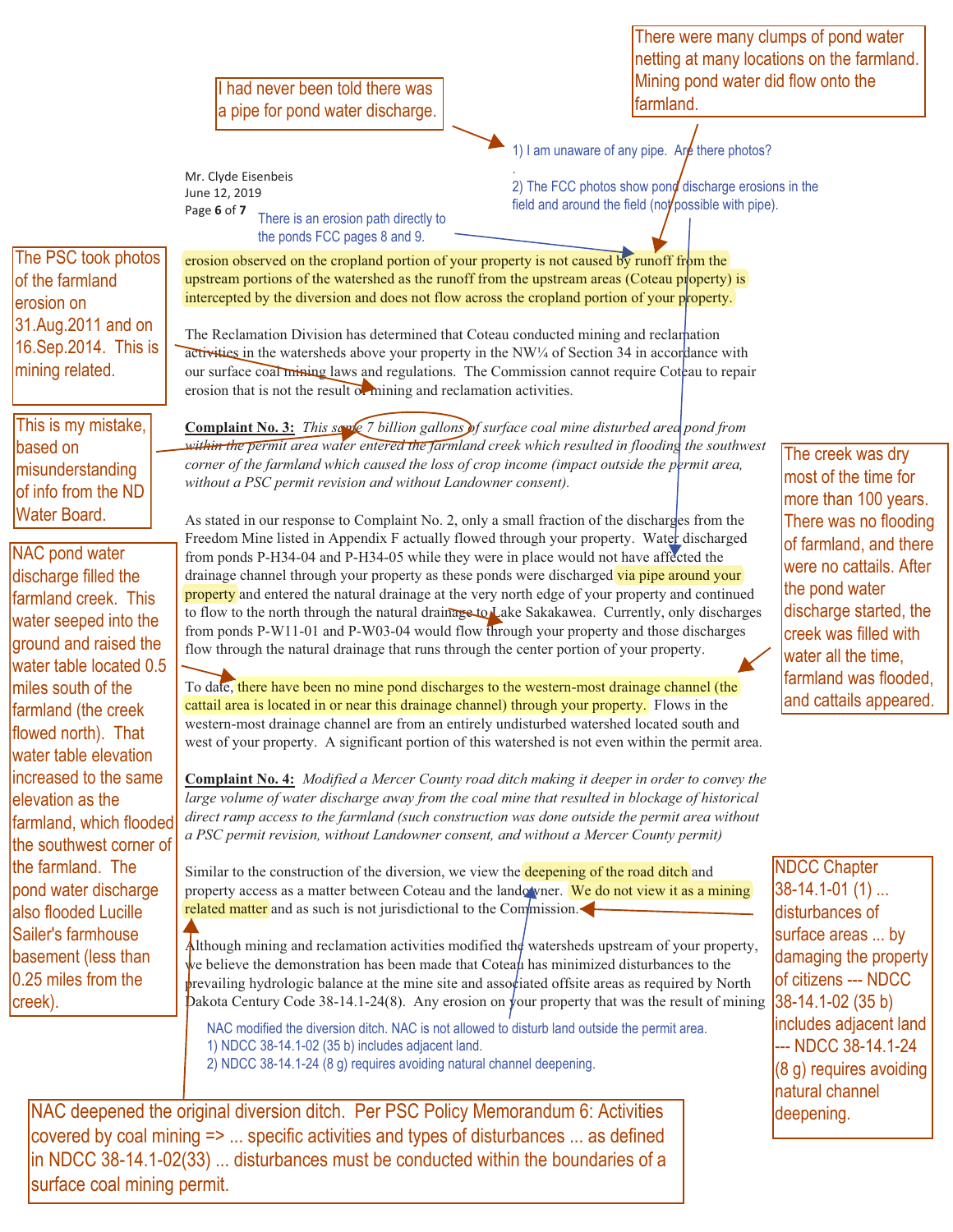I had never been told there was a pipe for pond water discharge.

There were many clumps of pond water netting at many locations on the farmland. Mining pond water did flow onto the farmland.

1) I am unaware of any pipe. Are there photos?

2) The FCC photos show pond discharge erosions in the field and around the field (not possible with pipe).

Mr. Clyde Eisenbeis
June 12, 2019

There is an erosion path directly to the ponds FCC pages 8 and 9.

The PSC took photos of the farmland erosion on 31.Aug.2011 and on 16.Sep.2014. This is mining related.

erosion observed on the cropland portion of your property is not caused by runoff from the upstream portions of the watershed as the runoff from the upstream areas (Coteau property) is intercepted by the diversion and does not flow across the cropland portion of your property.

The Reclamation Division has determined that Coteau conducted mining and reclamation activities in the watersheds above your property in the NW¼ of Section 34 in accordance with our surface coal mining laws and regulations. The Commission cannot require Coteau to repair erosion that is not the result of mining and reclamation activities.

This is my mistake, based on misunderstanding of info from the ND Water Board.

**Complaint No. 3:** *This same 7 billion gallons of surface coal mine disturbed area pond from within the permit area water entered the farmland creek which resulted in flooding the southwest corner of the farmland which caused the loss of crop income (impact outside the permit area, without a PSC permit revision and without Landowner consent).*

The creek was dry most of the time for more than 100 years. There was no flooding of farmland, and there were no cattails. After the pond water discharge started, the creek was filled with water all the time, farmland was flooded, and cattails appeared.

NAC pond water discharge filled the farmland creek. This water seeped into the ground and raised the water table located 0.5 miles south of the farmland (the creek flowed north). That water table elevation increased to the same elevation as the farmland, which flooded the southwest corner of the farmland. The pond water discharge also flooded Lucille Sailer's farmhouse basement (less than 0.25 miles from the creek).

As stated in our response to Complaint No. 2, only a small fraction of the discharges from the Freedom Mine listed in Appendix F actually flowed through your property. Water discharged from ponds P-H34-04 and P-H34-05 while they were in place would not have affected the drainage channel through your property as these ponds were discharged via pipe around your property and entered the natural drainage at the very north edge of your property and continued to flow to the north through the natural drainage to Lake Sakakawea. Currently, only discharges from ponds P-W11-01 and P-W03-04 would flow through your property and those discharges flow through the natural drainage that runs through the center portion of your property.

To date, there have been no mine pond discharges to the western-most drainage channel (the cattail area is located in or near this drainage channel) through your property. Flows in the western-most drainage channel are from an entirely undisturbed watershed located south and west of your property. A significant portion of this watershed is not even within the permit area.

**Complaint No. 4:** *Modified a Mercer County road ditch making it deeper in order to convey the large volume of water discharge away from the coal mine that resulted in blockage of historical direct ramp access to the farmland (such construction was done outside the permit area without a PSC permit revision, without Landowner consent, and without a Mercer County permit)*

Similar to the construction of the diversion, we view the deepening of the road ditch and property access as a matter between Coteau and the landowner. We do not view it as a mining related matter and as such is not jurisdictional to the Commission.

NDCC Chapter 38-14.1-01 (1) ... disturbances of surface areas ... by damaging the property of citizens --- NDCC 38-14.1-02 (35 b) includes adjacent land --- NDCC 38-14.1-24 (8 g) requires avoiding natural channel deepening.

Although mining and reclamation activities modified the watersheds upstream of your property, we believe the demonstration has been made that Coteau has minimized disturbances to the prevailing hydrologic balance at the mine site and associated offsite areas as required by North Dakota Century Code 38-14.1-24(8). Any erosion on your property that was the result of mining

NAC modified the diversion ditch. NAC is not allowed to disturb land outside the permit area.
1) NDCC 38-14.1-02 (35 b) includes adjacent land.
2) NDCC 38-14.1-24 (8 g) requires avoiding natural channel deepening.

NAC deepened the original diversion ditch. Per PSC Policy Memorandum 6: Activities covered by coal mining => ... specific activities and types of disturbances ... as defined in NDCC 38-14.1-02(33) ... disturbances must be conducted within the boundaries of a surface coal mining permit.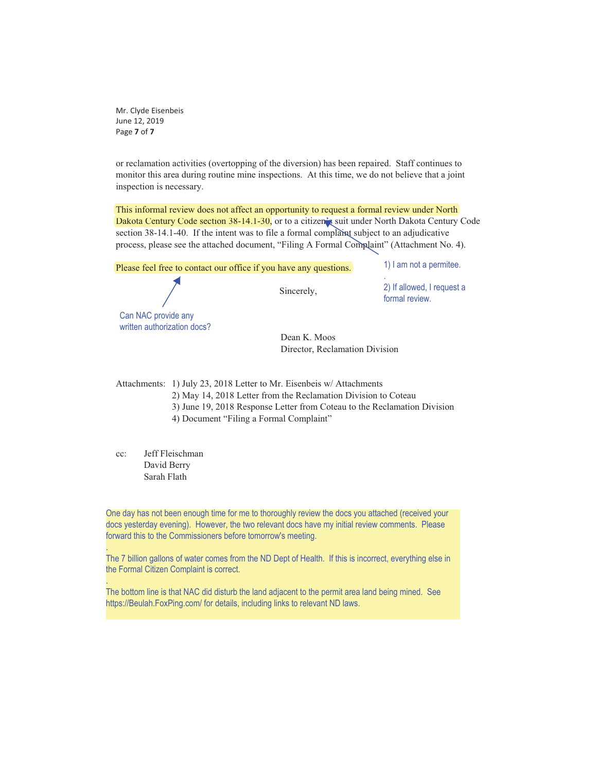Mr. Clyde Eisenbeis
June 12, 2019

or reclamation activities (overtopping of the diversion) has been repaired. Staff continues to monitor this area during routine mine inspections. At this time, we do not believe that a joint inspection is necessary.

This informal review does not affect an opportunity to request a formal review under North Dakota Century Code section 38-14.1-30, or to a citizen's suit under North Dakota Century Code section 38-14.1-40. If the intent was to file a formal complaint subject to an adjudicative process, please see the attached document, "Filing A Formal Complaint" (Attachment No. 4).

1) I am not a permitee.

2) If allowed, I request a formal review.

Please feel free to contact our office if you have any questions.

Can NAC provide any written authorization docs?

Sincerely,

Dean K. Moos
Director, Reclamation Division

Attachments:
1) July 23, 2018 Letter to Mr. Eisenbeis w/ Attachments
2) May 14, 2018 Letter from the Reclamation Division to Coteau
3) June 19, 2018 Response Letter from Coteau to the Reclamation Division
4) Document "Filing a Formal Complaint"

cc:
Jeff Fleischman
David Berry
Sarah Flath

One day has not been enough time for me to thoroughly review the docs you attached (received your docs yesterday evening). However, the two relevant docs have my initial review comments. Please forward this to the Commissioners before tomorrow's meeting.

The 7 billion gallons of water comes from the ND Dept of Health. If this is incorrect, everything else in the Formal Citizen Complaint is correct.

The bottom line is that NAC did disturb the land adjacent to the permit area land being mined. See https://Beulah.FoxPing.com/ for details, including links to relevant ND laws.